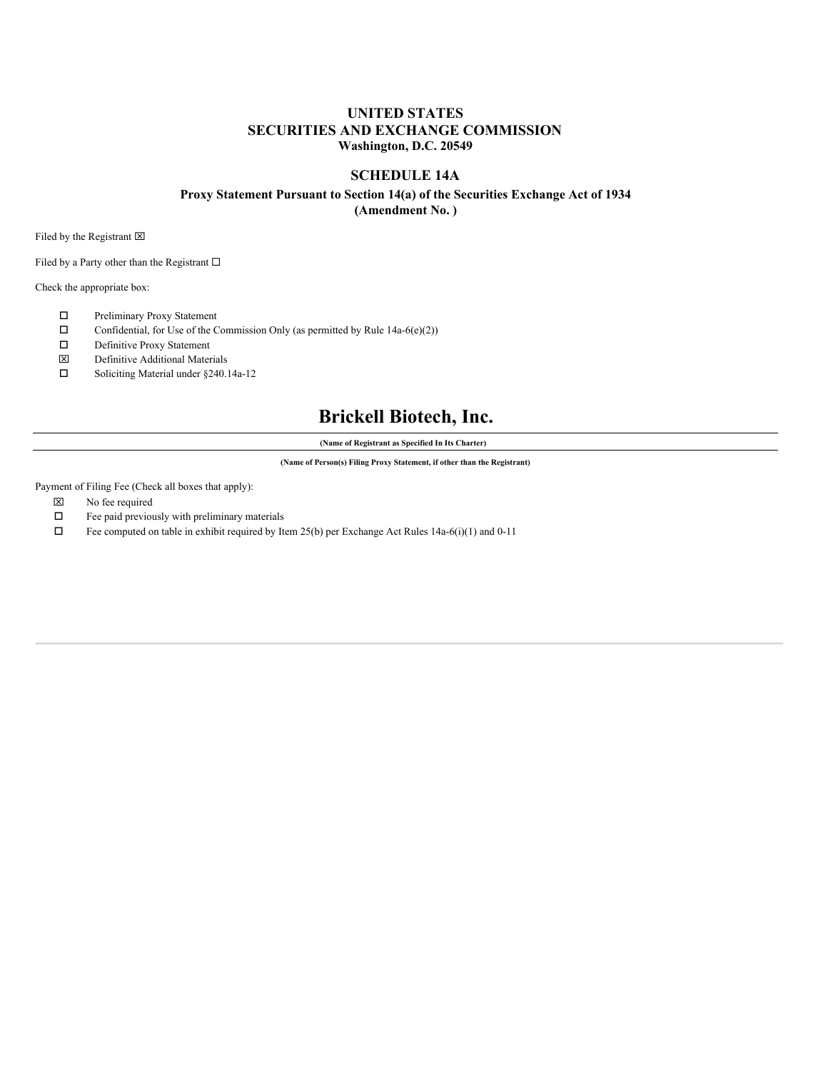# UNITED STATES
# SECURITIES AND EXCHANGE COMMISSION
**Washington, D.C. 20549**

## SCHEDULE 14A

**Proxy Statement Pursuant to Section 14(a) of the Securities Exchange Act of 1934**
**(Amendment No. )**

Filed by the Registrant ☒

Filed by a Party other than the Registrant ☐

Check the appropriate box:

- ☐ Preliminary Proxy Statement
- ☐ Confidential, for Use of the Commission Only (as permitted by Rule 14a-6(e)(2))
- ☐ Definitive Proxy Statement
- ☒ Definitive Additional Materials
- ☐ Soliciting Material under §240.14a-12

# Brickell Biotech, Inc.

**(Name of Registrant as Specified In Its Charter)**

**(Name of Person(s) Filing Proxy Statement, if other than the Registrant)**

Payment of Filing Fee (Check all boxes that apply):

- ☒ No fee required
- ☐ Fee paid previously with preliminary materials
- ☐ Fee computed on table in exhibit required by Item 25(b) per Exchange Act Rules 14a-6(i)(1) and 0-11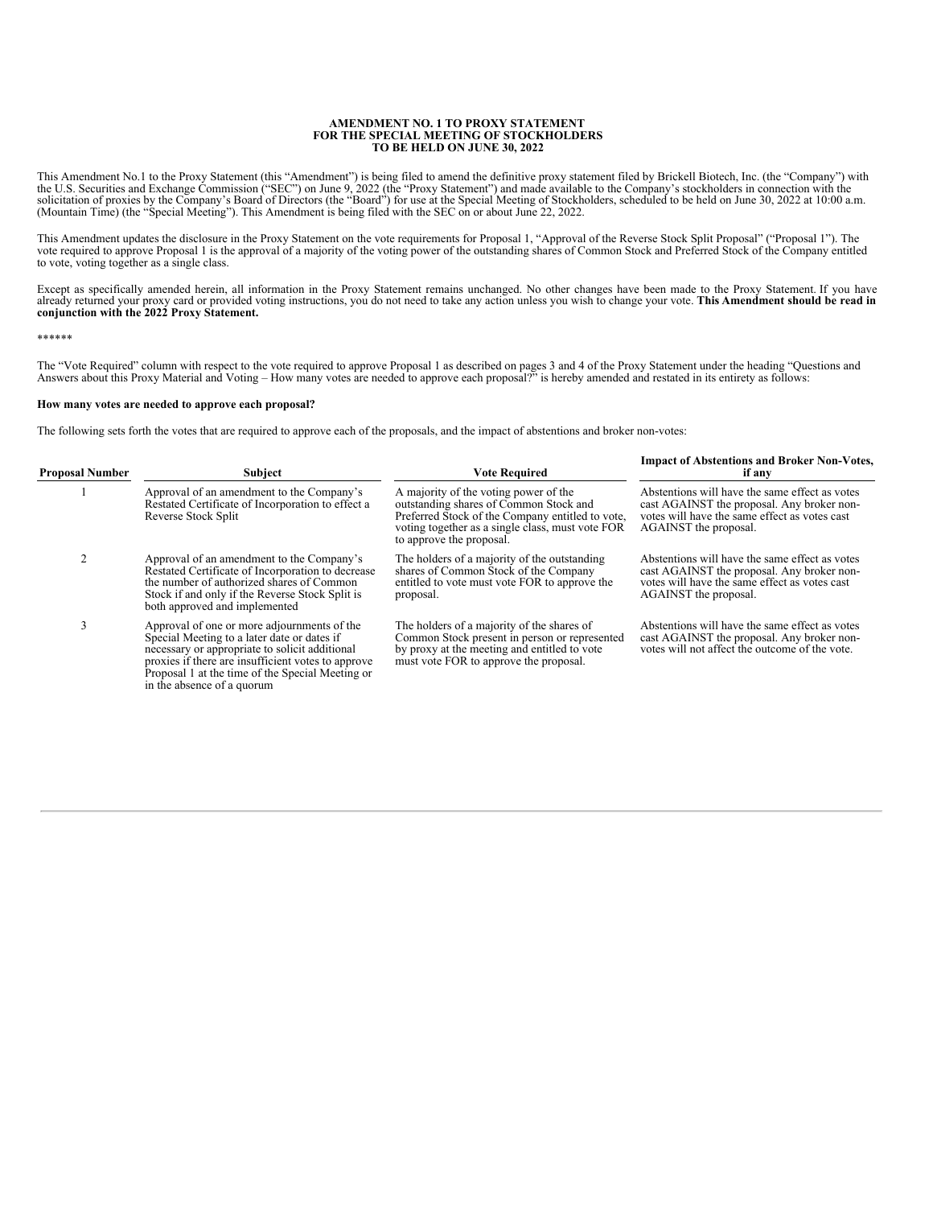**AMENDMENT NO. 1 TO PROXY STATEMENT**
**FOR THE SPECIAL MEETING OF STOCKHOLDERS**
**TO BE HELD ON JUNE 30, 2022**

This Amendment No.1 to the Proxy Statement (this "Amendment") is being filed to amend the definitive proxy statement filed by Brickell Biotech, Inc. (the "Company") with the U.S. Securities and Exchange Commission ("SEC") on June 9, 2022 (the "Proxy Statement") and made available to the Company's stockholders in connection with the solicitation of proxies by the Company's Board of Directors (the "Board") for use at the Special Meeting of Stockholders, scheduled to be held on June 30, 2022 at 10:00 a.m. (Mountain Time) (the "Special Meeting"). This Amendment is being filed with the SEC on or about June 22, 2022.

This Amendment updates the disclosure in the Proxy Statement on the vote requirements for Proposal 1, "Approval of the Reverse Stock Split Proposal" ("Proposal 1"). The vote required to approve Proposal 1 is the approval of a majority of the voting power of the outstanding shares of Common Stock and Preferred Stock of the Company entitled to vote, voting together as a single class.

Except as specifically amended herein, all information in the Proxy Statement remains unchanged. No other changes have been made to the Proxy Statement. If you have already returned your proxy card or provided voting instructions, you do not need to take any action unless you wish to change your vote. **This Amendment should be read in conjunction with the 2022 Proxy Statement.**

******

The "Vote Required" column with respect to the vote required to approve Proposal 1 as described on pages 3 and 4 of the Proxy Statement under the heading "Questions and Answers about this Proxy Material and Voting – How many votes are needed to approve each proposal?" is hereby amended and restated in its entirety as follows:

**How many votes are needed to approve each proposal?**

The following sets forth the votes that are required to approve each of the proposals, and the impact of abstentions and broker non-votes:

| Proposal Number | Subject | Vote Required | Impact of Abstentions and Broker Non-Votes, if any |
|---|---|---|---|
| 1 | Approval of an amendment to the Company's Restated Certificate of Incorporation to effect a Reverse Stock Split | A majority of the voting power of the outstanding shares of Common Stock and Preferred Stock of the Company entitled to vote, voting together as a single class, must vote FOR to approve the proposal. | Abstentions will have the same effect as votes cast AGAINST the proposal. Any broker non-votes will have the same effect as votes cast AGAINST the proposal. |
| 2 | Approval of an amendment to the Company's Restated Certificate of Incorporation to decrease the number of authorized shares of Common Stock if and only if the Reverse Stock Split is both approved and implemented | The holders of a majority of the outstanding shares of Common Stock of the Company entitled to vote must vote FOR to approve the proposal. | Abstentions will have the same effect as votes cast AGAINST the proposal. Any broker non-votes will have the same effect as votes cast AGAINST the proposal. |
| 3 | Approval of one or more adjournments of the Special Meeting to a later date or dates if necessary or appropriate to solicit additional proxies if there are insufficient votes to approve Proposal 1 at the time of the Special Meeting or in the absence of a quorum | The holders of a majority of the shares of Common Stock present in person or represented by proxy at the meeting and entitled to vote must vote FOR to approve the proposal. | Abstentions will have the same effect as votes cast AGAINST the proposal. Any broker non-votes will not affect the outcome of the vote. |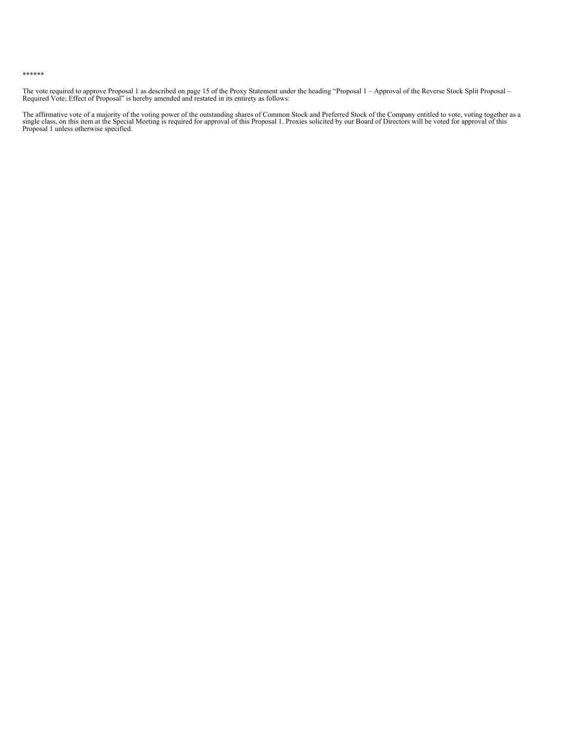******

The vote required to approve Proposal 1 as described on page 15 of the Proxy Statement under the heading "Proposal 1 – Approval of the Reverse Stock Split Proposal – Required Vote; Effect of Proposal" is hereby amended and restated in its entirety as follows:

The affirmative vote of a majority of the voting power of the outstanding shares of Common Stock and Preferred Stock of the Company entitled to vote, voting together as a single class, on this item at the Special Meeting is required for approval of this Proposal 1. Proxies solicited by our Board of Directors will be voted for approval of this Proposal 1 unless otherwise specified.